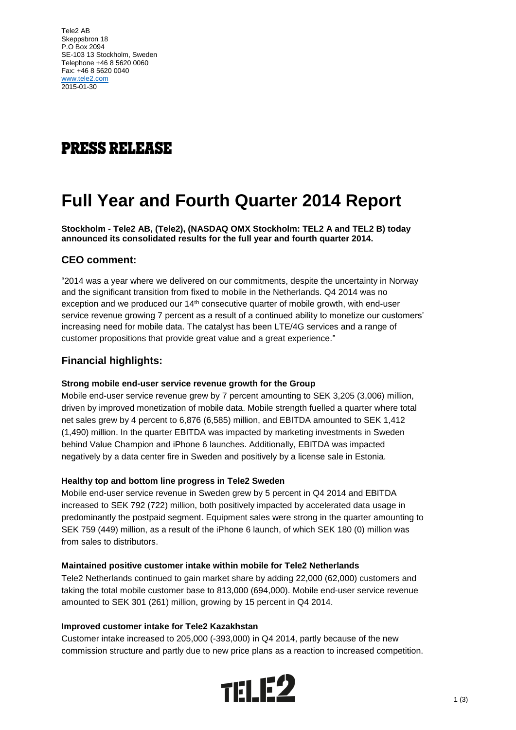Tele2 AB
Skeppsbron 18
P.O Box 2094
SE-103 13 Stockholm, Sweden
Telephone +46 8 5620 0060
Fax: +46 8 5620 0040
www.tele2.com
2015-01-30

# PRESS RELEASE

# Full Year and Fourth Quarter 2014 Report

**Stockholm - Tele2 AB, (Tele2), (NASDAQ OMX Stockholm: TEL2 A and TEL2 B) today announced its consolidated results for the full year and fourth quarter 2014.**

## CEO comment:

"2014 was a year where we delivered on our commitments, despite the uncertainty in Norway and the significant transition from fixed to mobile in the Netherlands. Q4 2014 was no exception and we produced our 14th consecutive quarter of mobile growth, with end-user service revenue growing 7 percent as a result of a continued ability to monetize our customers' increasing need for mobile data. The catalyst has been LTE/4G services and a range of customer propositions that provide great value and a great experience."

## Financial highlights:

**Strong mobile end-user service revenue growth for the Group**
Mobile end-user service revenue grew by 7 percent amounting to SEK 3,205 (3,006) million, driven by improved monetization of mobile data. Mobile strength fuelled a quarter where total net sales grew by 4 percent to 6,876 (6,585) million, and EBITDA amounted to SEK 1,412 (1,490) million. In the quarter EBITDA was impacted by marketing investments in Sweden behind Value Champion and iPhone 6 launches. Additionally, EBITDA was impacted negatively by a data center fire in Sweden and positively by a license sale in Estonia.

**Healthy top and bottom line progress in Tele2 Sweden**
Mobile end-user service revenue in Sweden grew by 5 percent in Q4 2014 and EBITDA increased to SEK 792 (722) million, both positively impacted by accelerated data usage in predominantly the postpaid segment. Equipment sales were strong in the quarter amounting to SEK 759 (449) million, as a result of the iPhone 6 launch, of which SEK 180 (0) million was from sales to distributors.

**Maintained positive customer intake within mobile for Tele2 Netherlands**
Tele2 Netherlands continued to gain market share by adding 22,000 (62,000) customers and taking the total mobile customer base to 813,000 (694,000). Mobile end-user service revenue amounted to SEK 301 (261) million, growing by 15 percent in Q4 2014.

**Improved customer intake for Tele2 Kazakhstan**
Customer intake increased to 205,000 (-393,000) in Q4 2014, partly because of the new commission structure and partly due to new price plans as a reaction to increased competition.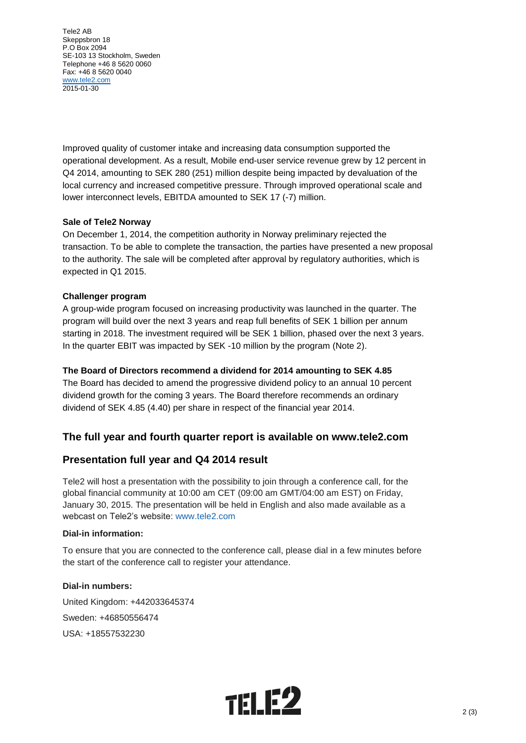Tele2 AB
Skeppsbron 18
P.O Box 2094
SE-103 13 Stockholm, Sweden
Telephone +46 8 5620 0060
Fax: +46 8 5620 0040
www.tele2.com
2015-01-30

Improved quality of customer intake and increasing data consumption supported the operational development. As a result, Mobile end-user service revenue grew by 12 percent in Q4 2014, amounting to SEK 280 (251) million despite being impacted by devaluation of the local currency and increased competitive pressure. Through improved operational scale and lower interconnect levels, EBITDA amounted to SEK 17 (-7) million.

**Sale of Tele2 Norway**

On December 1, 2014, the competition authority in Norway preliminary rejected the transaction. To be able to complete the transaction, the parties have presented a new proposal to the authority. The sale will be completed after approval by regulatory authorities, which is expected in Q1 2015.

**Challenger program**

A group-wide program focused on increasing productivity was launched in the quarter. The program will build over the next 3 years and reap full benefits of SEK 1 billion per annum starting in 2018. The investment required will be SEK 1 billion, phased over the next 3 years. In the quarter EBIT was impacted by SEK -10 million by the program (Note 2).

**The Board of Directors recommend a dividend for 2014 amounting to SEK 4.85**

The Board has decided to amend the progressive dividend policy to an annual 10 percent dividend growth for the coming 3 years. The Board therefore recommends an ordinary dividend of SEK 4.85 (4.40) per share in respect of the financial year 2014.

## The full year and fourth quarter report is available on www.tele2.com

## Presentation full year and Q4 2014 result

Tele2 will host a presentation with the possibility to join through a conference call, for the global financial community at 10:00 am CET (09:00 am GMT/04:00 am EST) on Friday, January 30, 2015. The presentation will be held in English and also made available as a webcast on Tele2's website: www.tele2.com

**Dial-in information:**

To ensure that you are connected to the conference call, please dial in a few minutes before the start of the conference call to register your attendance.

**Dial-in numbers:**

United Kingdom: +442033645374

Sweden: +46850556474

USA: +18557532230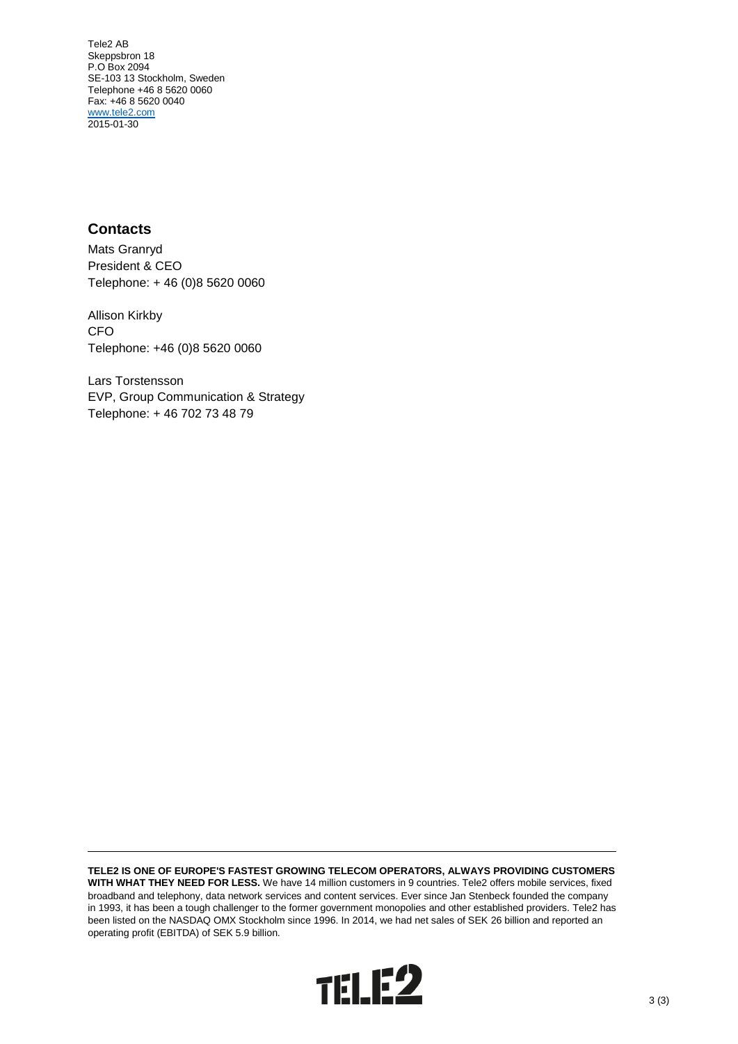Tele2 AB
Skeppsbron 18
P.O Box 2094
SE-103 13 Stockholm, Sweden
Telephone +46 8 5620 0060
Fax: +46 8 5620 0040
www.tele2.com
2015-01-30

## Contacts

Mats Granryd
President & CEO
Telephone: + 46 (0)8 5620 0060

Allison Kirkby
CFO
Telephone: +46 (0)8 5620 0060

Lars Torstensson
EVP, Group Communication & Strategy
Telephone: + 46 702 73 48 79

---

**TELE2 IS ONE OF EUROPE'S FASTEST GROWING TELECOM OPERATORS, ALWAYS PROVIDING CUSTOMERS WITH WHAT THEY NEED FOR LESS.** We have 14 million customers in 9 countries. Tele2 offers mobile services, fixed broadband and telephony, data network services and content services. Ever since Jan Stenbeck founded the company in 1993, it has been a tough challenger to the former government monopolies and other established providers. Tele2 has been listed on the NASDAQ OMX Stockholm since 1996. In 2014, we had net sales of SEK 26 billion and reported an operating profit (EBITDA) of SEK 5.9 billion.

TELE2